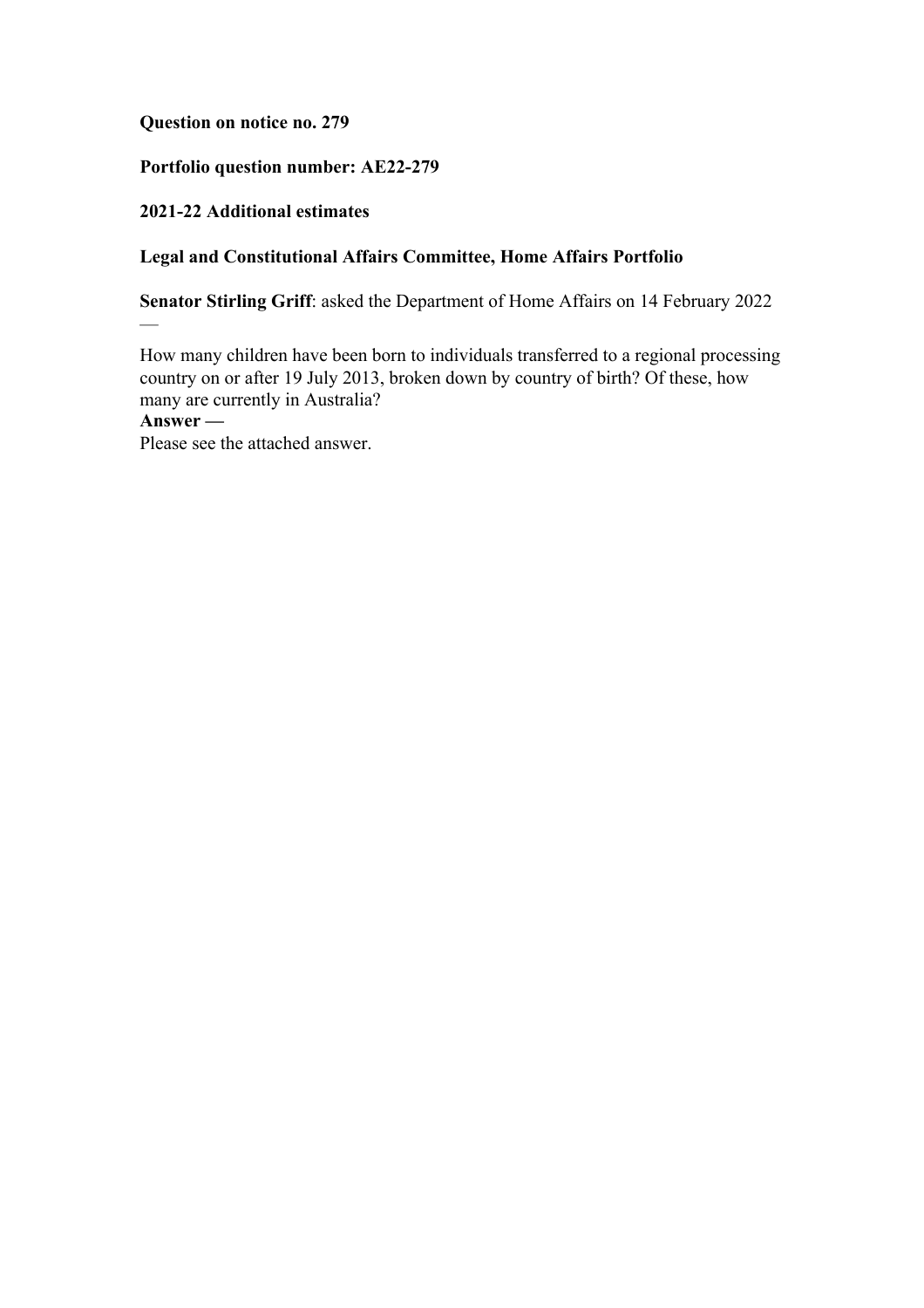**Question on notice no. 279**

**Portfolio question number: AE22-279**

**2021-22 Additional estimates**

**Legal and Constitutional Affairs Committee, Home Affairs Portfolio**

**Senator Stirling Griff**: asked the Department of Home Affairs on 14 February 2022 —

How many children have been born to individuals transferred to a regional processing country on or after 19 July 2013, broken down by country of birth? Of these, how many are currently in Australia?

**Answer —**

Please see the attached answer.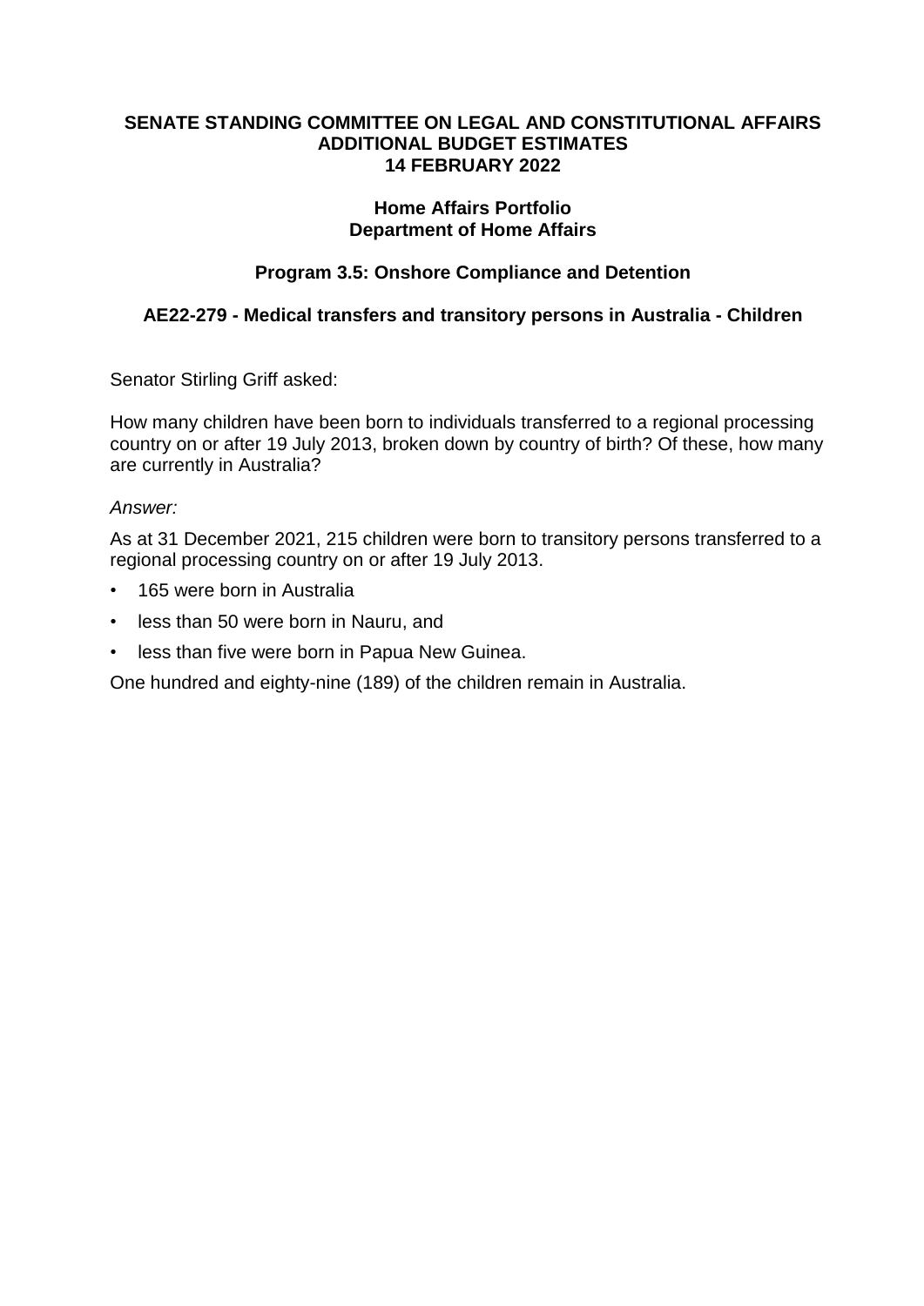**SENATE STANDING COMMITTEE ON LEGAL AND CONSTITUTIONAL AFFAIRS**
**ADDITIONAL BUDGET ESTIMATES**
**14 FEBRUARY 2022**

**Home Affairs Portfolio**
**Department of Home Affairs**

**Program 3.5: Onshore Compliance and Detention**

**AE22-279 - Medical transfers and transitory persons in Australia - Children**

Senator Stirling Griff asked:

How many children have been born to individuals transferred to a regional processing country on or after 19 July 2013, broken down by country of birth? Of these, how many are currently in Australia?

*Answer:*

As at 31 December 2021, 215 children were born to transitory persons transferred to a regional processing country on or after 19 July 2013.

- 165 were born in Australia
- less than 50 were born in Nauru, and
- less than five were born in Papua New Guinea.

One hundred and eighty-nine (189) of the children remain in Australia.